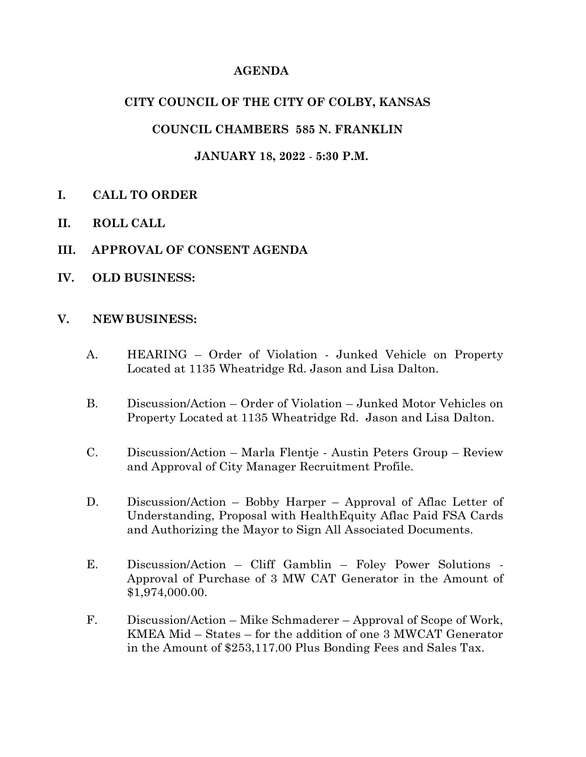# AGENDA

## CITY COUNCIL OF THE CITY OF COLBY, KANSAS

## COUNCIL CHAMBERS 585 N. FRANKLIN

## JANUARY 18, 2022 - 5:30 P.M.

**I. CALL TO ORDER**

**II. ROLL CALL**

**III. APPROVAL OF CONSENT AGENDA**

**IV. OLD BUSINESS:**

**V. NEW BUSINESS:**

A. HEARING – Order of Violation - Junked Vehicle on Property Located at 1135 Wheatridge Rd. Jason and Lisa Dalton.

B. Discussion/Action – Order of Violation – Junked Motor Vehicles on Property Located at 1135 Wheatridge Rd. Jason and Lisa Dalton.

C. Discussion/Action – Marla Flentje - Austin Peters Group – Review and Approval of City Manager Recruitment Profile.

D. Discussion/Action – Bobby Harper – Approval of Aflac Letter of Understanding, Proposal with HealthEquity Aflac Paid FSA Cards and Authorizing the Mayor to Sign All Associated Documents.

E. Discussion/Action – Cliff Gamblin – Foley Power Solutions - Approval of Purchase of 3 MW CAT Generator in the Amount of $1,974,000.00.

F. Discussion/Action – Mike Schmaderer – Approval of Scope of Work, KMEA Mid – States – for the addition of one 3 MWCAT Generator in the Amount of $253,117.00 Plus Bonding Fees and Sales Tax.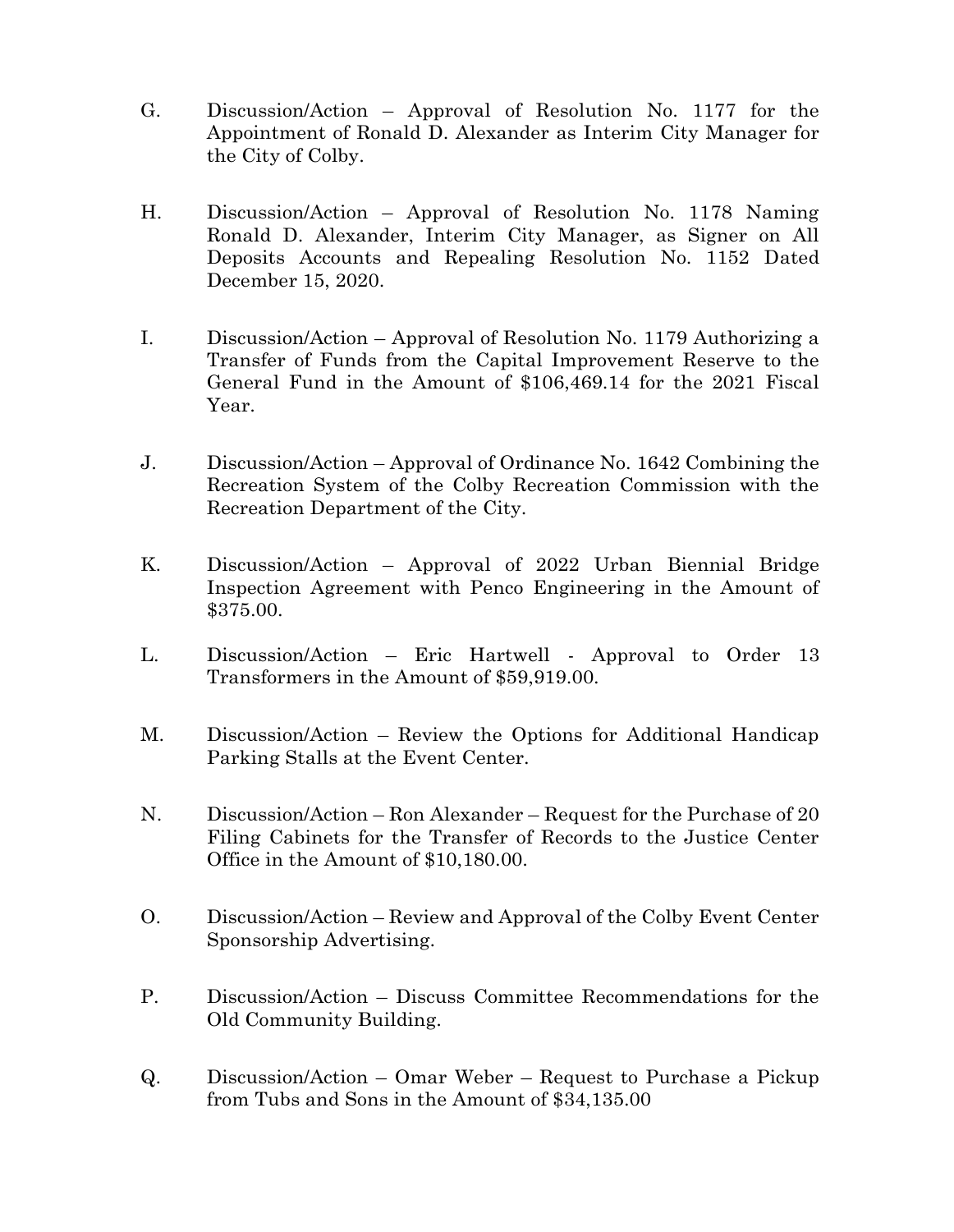G. Discussion/Action – Approval of Resolution No. 1177 for the Appointment of Ronald D. Alexander as Interim City Manager for the City of Colby.

H. Discussion/Action – Approval of Resolution No. 1178 Naming Ronald D. Alexander, Interim City Manager, as Signer on All Deposits Accounts and Repealing Resolution No. 1152 Dated December 15, 2020.

I. Discussion/Action – Approval of Resolution No. 1179 Authorizing a Transfer of Funds from the Capital Improvement Reserve to the General Fund in the Amount of $106,469.14 for the 2021 Fiscal Year.

J. Discussion/Action – Approval of Ordinance No. 1642 Combining the Recreation System of the Colby Recreation Commission with the Recreation Department of the City.

K. Discussion/Action – Approval of 2022 Urban Biennial Bridge Inspection Agreement with Penco Engineering in the Amount of $375.00.

L. Discussion/Action – Eric Hartwell - Approval to Order 13 Transformers in the Amount of $59,919.00.

M. Discussion/Action – Review the Options for Additional Handicap Parking Stalls at the Event Center.

N. Discussion/Action – Ron Alexander – Request for the Purchase of 20 Filing Cabinets for the Transfer of Records to the Justice Center Office in the Amount of $10,180.00.

O. Discussion/Action – Review and Approval of the Colby Event Center Sponsorship Advertising.

P. Discussion/Action – Discuss Committee Recommendations for the Old Community Building.

Q. Discussion/Action – Omar Weber – Request to Purchase a Pickup from Tubs and Sons in the Amount of $34,135.00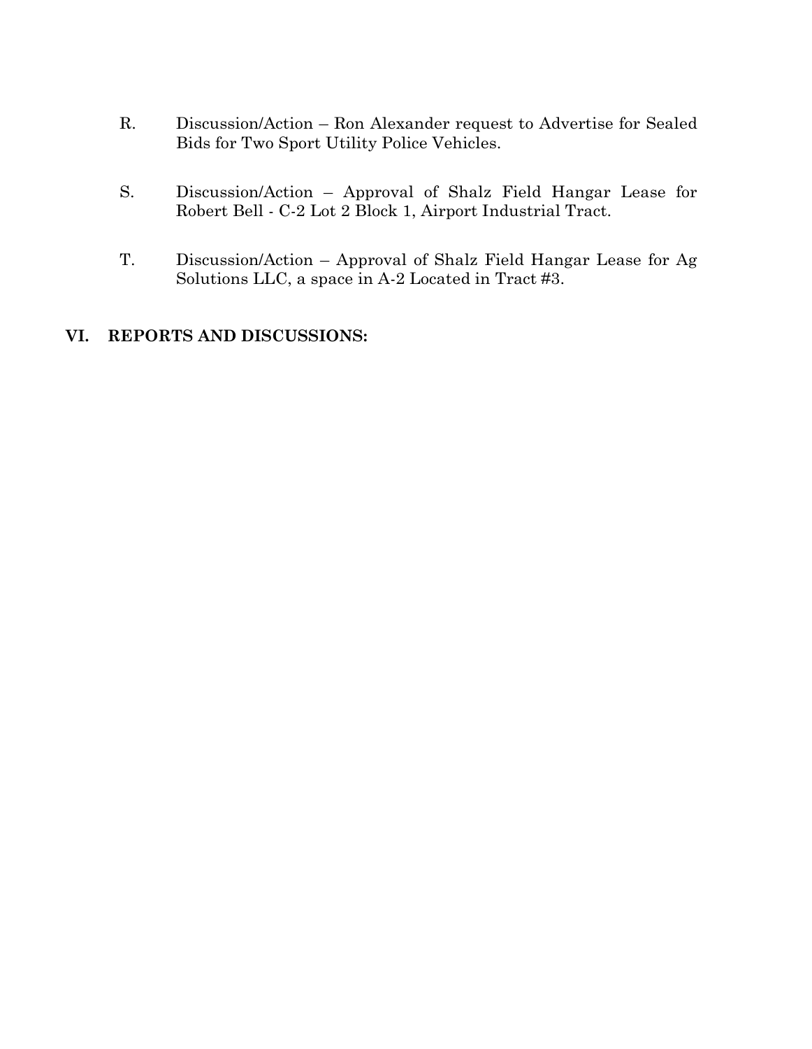R. Discussion/Action – Ron Alexander request to Advertise for Sealed Bids for Two Sport Utility Police Vehicles.

S. Discussion/Action – Approval of Shalz Field Hangar Lease for Robert Bell - C-2 Lot 2 Block 1, Airport Industrial Tract.

T. Discussion/Action – Approval of Shalz Field Hangar Lease for Ag Solutions LLC, a space in A-2 Located in Tract #3.

## VI. REPORTS AND DISCUSSIONS: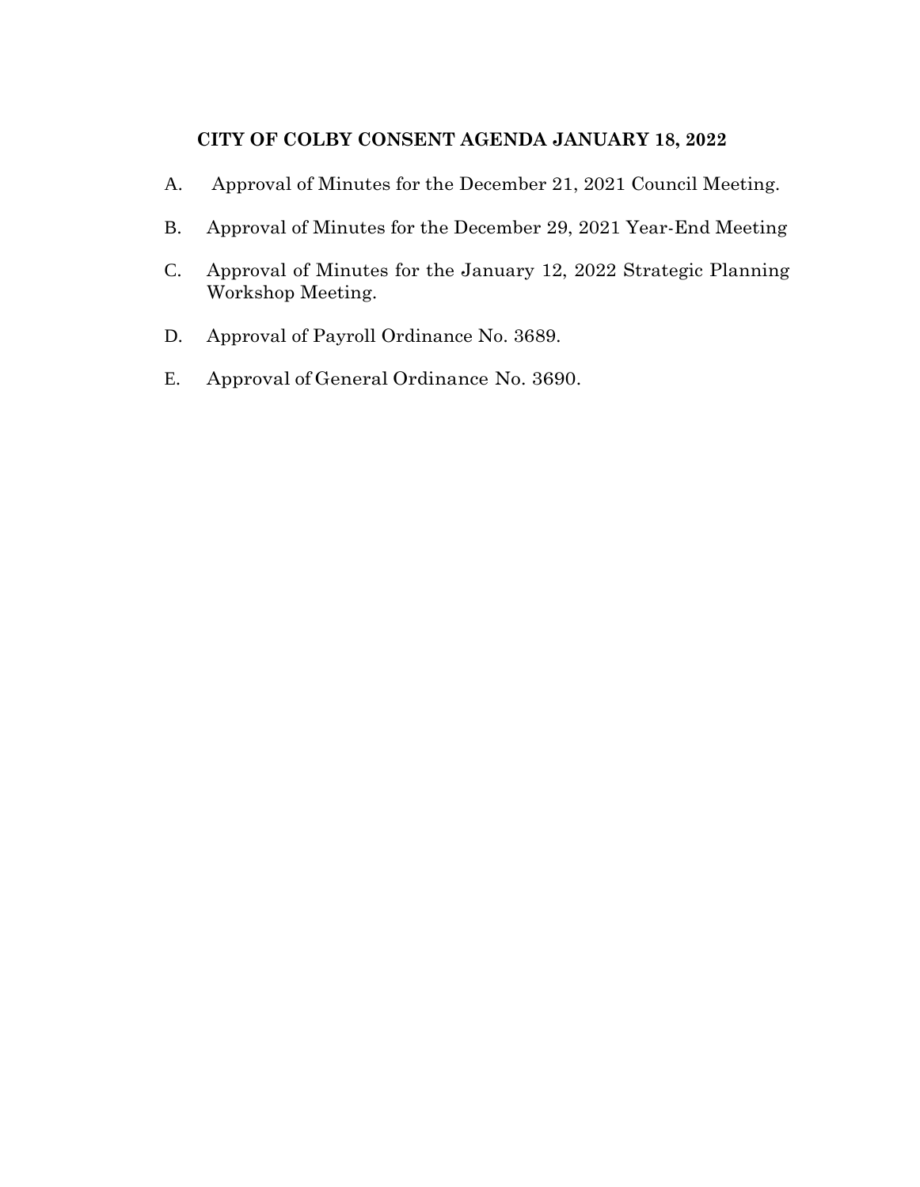**CITY OF COLBY CONSENT AGENDA JANUARY 18, 2022**

A. Approval of Minutes for the December 21, 2021 Council Meeting.

B. Approval of Minutes for the December 29, 2021 Year-End Meeting

C. Approval of Minutes for the January 12, 2022 Strategic Planning Workshop Meeting.

D. Approval of Payroll Ordinance No. 3689.

E. Approval of General Ordinance No. 3690.